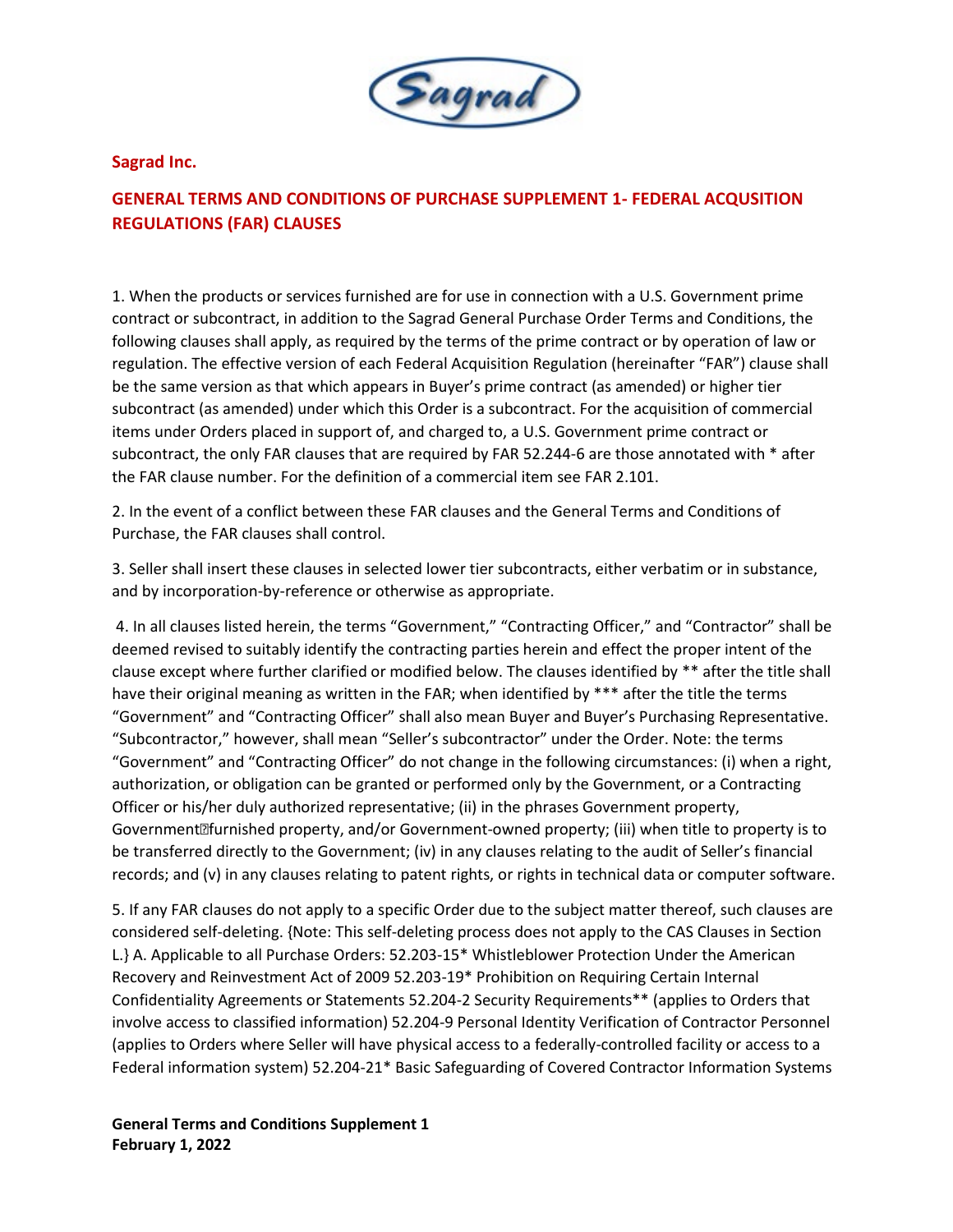Sagrad

**Sagrad Inc.**

## GENERAL TERMS AND CONDITIONS OF PURCHASE SUPPLEMENT 1- FEDERAL ACQUSITION REGULATIONS (FAR) CLAUSES

1. When the products or services furnished are for use in connection with a U.S. Government prime contract or subcontract, in addition to the Sagrad General Purchase Order Terms and Conditions, the following clauses shall apply, as required by the terms of the prime contract or by operation of law or regulation. The effective version of each Federal Acquisition Regulation (hereinafter "FAR") clause shall be the same version as that which appears in Buyer's prime contract (as amended) or higher tier subcontract (as amended) under which this Order is a subcontract. For the acquisition of commercial items under Orders placed in support of, and charged to, a U.S. Government prime contract or subcontract, the only FAR clauses that are required by FAR 52.244-6 are those annotated with * after the FAR clause number. For the definition of a commercial item see FAR 2.101.

2. In the event of a conflict between these FAR clauses and the General Terms and Conditions of Purchase, the FAR clauses shall control.

3. Seller shall insert these clauses in selected lower tier subcontracts, either verbatim or in substance, and by incorporation-by-reference or otherwise as appropriate.

4. In all clauses listed herein, the terms "Government," "Contracting Officer," and "Contractor" shall be deemed revised to suitably identify the contracting parties herein and effect the proper intent of the clause except where further clarified or modified below. The clauses identified by ** after the title shall have their original meaning as written in the FAR; when identified by *** after the title the terms "Government" and "Contracting Officer" shall also mean Buyer and Buyer's Purchasing Representative. "Subcontractor," however, shall mean "Seller's subcontractor" under the Order. Note: the terms "Government" and "Contracting Officer" do not change in the following circumstances: (i) when a right, authorization, or obligation can be granted or performed only by the Government, or a Contracting Officer or his/her duly authorized representative; (ii) in the phrases Government property, Government-furnished property, and/or Government-owned property; (iii) when title to property is to be transferred directly to the Government; (iv) in any clauses relating to the audit of Seller's financial records; and (v) in any clauses relating to patent rights, or rights in technical data or computer software.

5. If any FAR clauses do not apply to a specific Order due to the subject matter thereof, such clauses are considered self-deleting. {Note: This self-deleting process does not apply to the CAS Clauses in Section L.} A. Applicable to all Purchase Orders: 52.203-15* Whistleblower Protection Under the American Recovery and Reinvestment Act of 2009 52.203-19* Prohibition on Requiring Certain Internal Confidentiality Agreements or Statements 52.204-2 Security Requirements** (applies to Orders that involve access to classified information) 52.204-9 Personal Identity Verification of Contractor Personnel (applies to Orders where Seller will have physical access to a federally-controlled facility or access to a Federal information system) 52.204-21* Basic Safeguarding of Covered Contractor Information Systems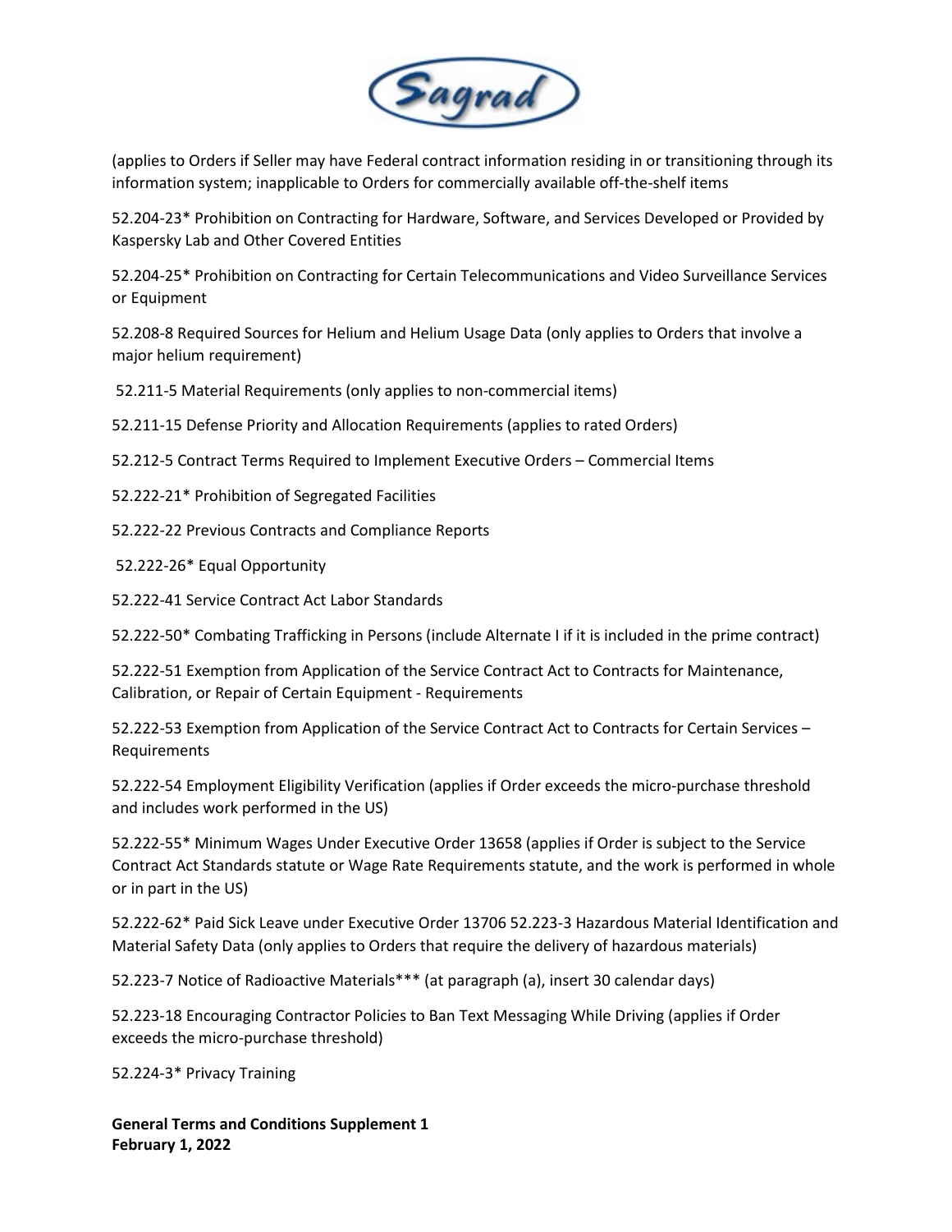(applies to Orders if Seller may have Federal contract information residing in or transitioning through its information system; inapplicable to Orders for commercially available off-the-shelf items

52.204-23* Prohibition on Contracting for Hardware, Software, and Services Developed or Provided by Kaspersky Lab and Other Covered Entities

52.204-25* Prohibition on Contracting for Certain Telecommunications and Video Surveillance Services or Equipment

52.208-8 Required Sources for Helium and Helium Usage Data (only applies to Orders that involve a major helium requirement)

52.211-5 Material Requirements (only applies to non-commercial items)

52.211-15 Defense Priority and Allocation Requirements (applies to rated Orders)

52.212-5 Contract Terms Required to Implement Executive Orders – Commercial Items

52.222-21* Prohibition of Segregated Facilities

52.222-22 Previous Contracts and Compliance Reports

52.222-26* Equal Opportunity

52.222-41 Service Contract Act Labor Standards

52.222-50* Combating Trafficking in Persons (include Alternate I if it is included in the prime contract)

52.222-51 Exemption from Application of the Service Contract Act to Contracts for Maintenance, Calibration, or Repair of Certain Equipment - Requirements

52.222-53 Exemption from Application of the Service Contract Act to Contracts for Certain Services – Requirements

52.222-54 Employment Eligibility Verification (applies if Order exceeds the micro-purchase threshold and includes work performed in the US)

52.222-55* Minimum Wages Under Executive Order 13658 (applies if Order is subject to the Service Contract Act Standards statute or Wage Rate Requirements statute, and the work is performed in whole or in part in the US)

52.222-62* Paid Sick Leave under Executive Order 13706 52.223-3 Hazardous Material Identification and Material Safety Data (only applies to Orders that require the delivery of hazardous materials)

52.223-7 Notice of Radioactive Materials*** (at paragraph (a), insert 30 calendar days)

52.223-18 Encouraging Contractor Policies to Ban Text Messaging While Driving (applies if Order exceeds the micro-purchase threshold)

52.224-3* Privacy Training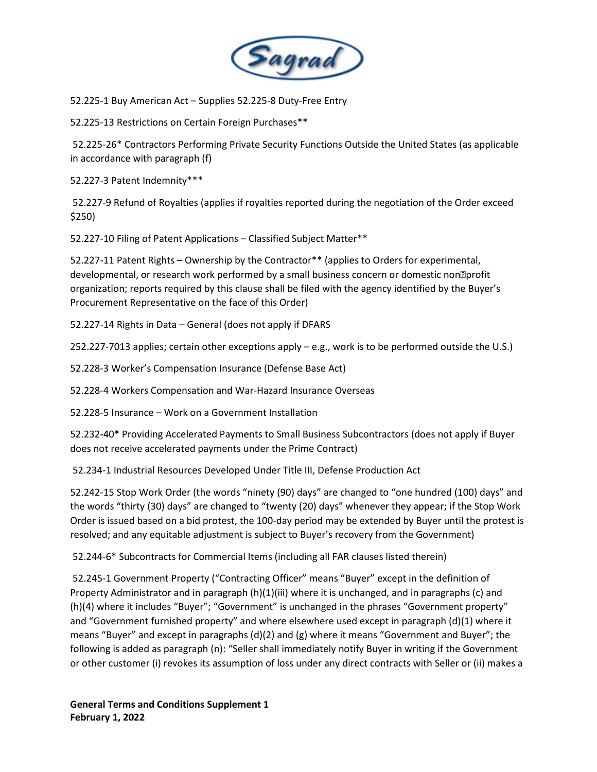52.225-1 Buy American Act – Supplies 52.225-8 Duty-Free Entry

52.225-13 Restrictions on Certain Foreign Purchases**

52.225-26* Contractors Performing Private Security Functions Outside the United States (as applicable in accordance with paragraph (f)

52.227-3 Patent Indemnity***

52.227-9 Refund of Royalties (applies if royalties reported during the negotiation of the Order exceed $250)

52.227-10 Filing of Patent Applications – Classified Subject Matter**

52.227-11 Patent Rights – Ownership by the Contractor** (applies to Orders for experimental, developmental, or research work performed by a small business concern or domestic non-profit organization; reports required by this clause shall be filed with the agency identified by the Buyer's Procurement Representative on the face of this Order)

52.227-14 Rights in Data – General (does not apply if DFARS

252.227-7013 applies; certain other exceptions apply – e.g., work is to be performed outside the U.S.)

52.228-3 Worker's Compensation Insurance (Defense Base Act)

52.228-4 Workers Compensation and War-Hazard Insurance Overseas

52.228-5 Insurance – Work on a Government Installation

52.232-40* Providing Accelerated Payments to Small Business Subcontractors (does not apply if Buyer does not receive accelerated payments under the Prime Contract)

52.234-1 Industrial Resources Developed Under Title III, Defense Production Act

52.242-15 Stop Work Order (the words "ninety (90) days" are changed to "one hundred (100) days" and the words "thirty (30) days" are changed to "twenty (20) days" whenever they appear; if the Stop Work Order is issued based on a bid protest, the 100-day period may be extended by Buyer until the protest is resolved; and any equitable adjustment is subject to Buyer's recovery from the Government)

52.244-6* Subcontracts for Commercial Items (including all FAR clauses listed therein)

52.245-1 Government Property ("Contracting Officer" means "Buyer" except in the definition of Property Administrator and in paragraph (h)(1)(iii) where it is unchanged, and in paragraphs (c) and (h)(4) where it includes "Buyer"; "Government" is unchanged in the phrases "Government property" and "Government furnished property" and where elsewhere used except in paragraph (d)(1) where it means "Buyer" and except in paragraphs (d)(2) and (g) where it means "Government and Buyer"; the following is added as paragraph (n): "Seller shall immediately notify Buyer in writing if the Government or other customer (i) revokes its assumption of loss under any direct contracts with Seller or (ii) makes a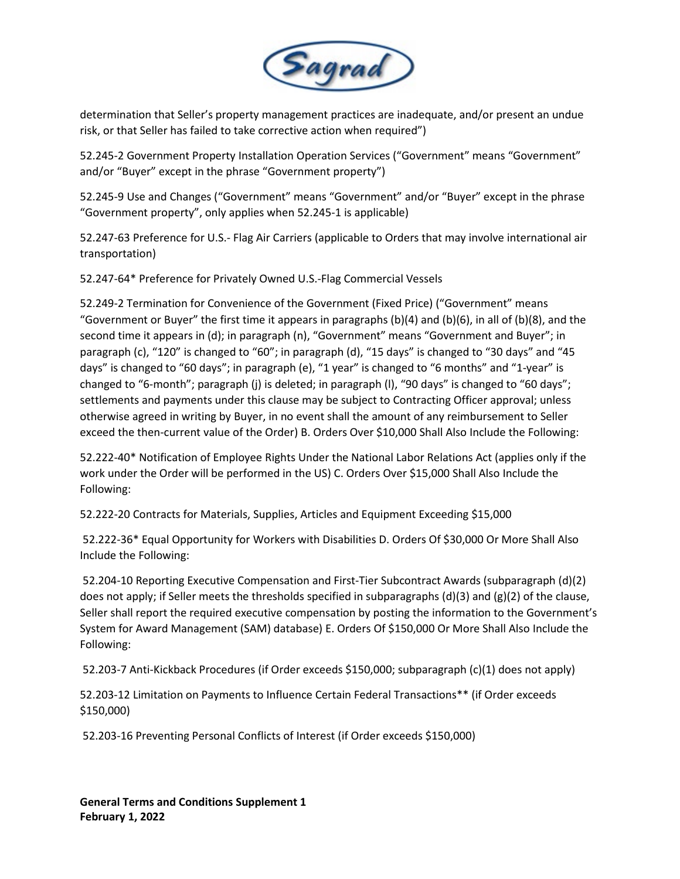determination that Seller's property management practices are inadequate, and/or present an undue risk, or that Seller has failed to take corrective action when required")

52.245-2 Government Property Installation Operation Services ("Government" means "Government" and/or "Buyer" except in the phrase "Government property")

52.245-9 Use and Changes ("Government" means "Government" and/or "Buyer" except in the phrase "Government property", only applies when 52.245-1 is applicable)

52.247-63 Preference for U.S.- Flag Air Carriers (applicable to Orders that may involve international air transportation)

52.247-64* Preference for Privately Owned U.S.-Flag Commercial Vessels

52.249-2 Termination for Convenience of the Government (Fixed Price) ("Government" means "Government or Buyer" the first time it appears in paragraphs (b)(4) and (b)(6), in all of (b)(8), and the second time it appears in (d); in paragraph (n), "Government" means "Government and Buyer"; in paragraph (c), "120" is changed to "60"; in paragraph (d), "15 days" is changed to "30 days" and "45 days" is changed to "60 days"; in paragraph (e), "1 year" is changed to "6 months" and "1-year" is changed to "6-month"; paragraph (j) is deleted; in paragraph (l), "90 days" is changed to "60 days"; settlements and payments under this clause may be subject to Contracting Officer approval; unless otherwise agreed in writing by Buyer, in no event shall the amount of any reimbursement to Seller exceed the then-current value of the Order) B. Orders Over $10,000 Shall Also Include the Following:

52.222-40* Notification of Employee Rights Under the National Labor Relations Act (applies only if the work under the Order will be performed in the US) C. Orders Over $15,000 Shall Also Include the Following:

52.222-20 Contracts for Materials, Supplies, Articles and Equipment Exceeding $15,000

52.222-36* Equal Opportunity for Workers with Disabilities D. Orders Of $30,000 Or More Shall Also Include the Following:

52.204-10 Reporting Executive Compensation and First-Tier Subcontract Awards (subparagraph (d)(2) does not apply; if Seller meets the thresholds specified in subparagraphs (d)(3) and (g)(2) of the clause, Seller shall report the required executive compensation by posting the information to the Government's System for Award Management (SAM) database) E. Orders Of $150,000 Or More Shall Also Include the Following:

52.203-7 Anti-Kickback Procedures (if Order exceeds $150,000; subparagraph (c)(1) does not apply)

52.203-12 Limitation on Payments to Influence Certain Federal Transactions** (if Order exceeds $150,000)

52.203-16 Preventing Personal Conflicts of Interest (if Order exceeds $150,000)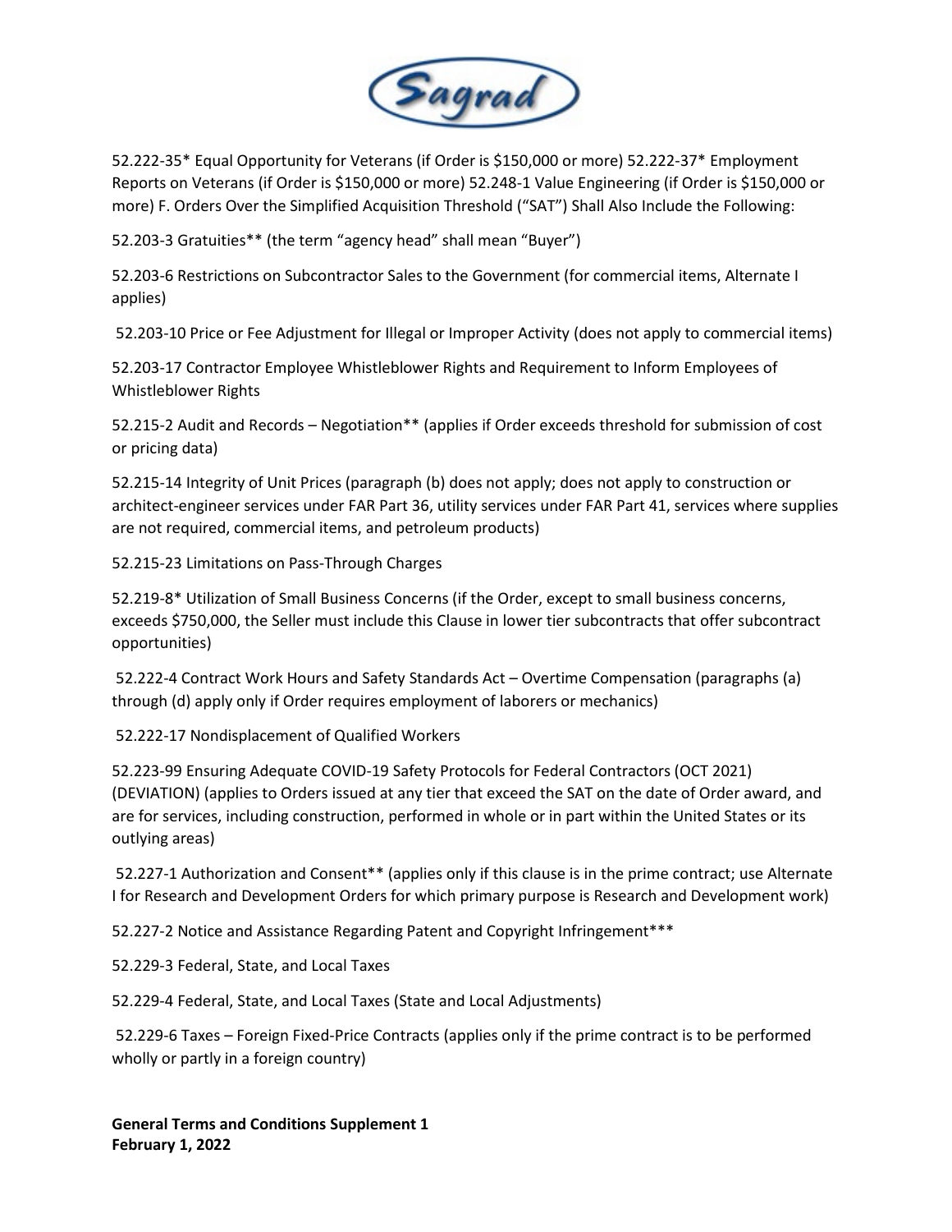52.222-35* Equal Opportunity for Veterans (if Order is $150,000 or more) 52.222-37* Employment Reports on Veterans (if Order is $150,000 or more) 52.248-1 Value Engineering (if Order is $150,000 or more) F. Orders Over the Simplified Acquisition Threshold ("SAT") Shall Also Include the Following:

52.203-3 Gratuities** (the term "agency head" shall mean "Buyer")

52.203-6 Restrictions on Subcontractor Sales to the Government (for commercial items, Alternate I applies)

52.203-10 Price or Fee Adjustment for Illegal or Improper Activity (does not apply to commercial items)

52.203-17 Contractor Employee Whistleblower Rights and Requirement to Inform Employees of Whistleblower Rights

52.215-2 Audit and Records – Negotiation** (applies if Order exceeds threshold for submission of cost or pricing data)

52.215-14 Integrity of Unit Prices (paragraph (b) does not apply; does not apply to construction or architect-engineer services under FAR Part 36, utility services under FAR Part 41, services where supplies are not required, commercial items, and petroleum products)

52.215-23 Limitations on Pass-Through Charges

52.219-8* Utilization of Small Business Concerns (if the Order, except to small business concerns, exceeds $750,000, the Seller must include this Clause in lower tier subcontracts that offer subcontract opportunities)

52.222-4 Contract Work Hours and Safety Standards Act – Overtime Compensation (paragraphs (a) through (d) apply only if Order requires employment of laborers or mechanics)

52.222-17 Nondisplacement of Qualified Workers

52.223-99 Ensuring Adequate COVID-19 Safety Protocols for Federal Contractors (OCT 2021) (DEVIATION) (applies to Orders issued at any tier that exceed the SAT on the date of Order award, and are for services, including construction, performed in whole or in part within the United States or its outlying areas)

52.227-1 Authorization and Consent** (applies only if this clause is in the prime contract; use Alternate I for Research and Development Orders for which primary purpose is Research and Development work)

52.227-2 Notice and Assistance Regarding Patent and Copyright Infringement***

52.229-3 Federal, State, and Local Taxes

52.229-4 Federal, State, and Local Taxes (State and Local Adjustments)

52.229-6 Taxes – Foreign Fixed-Price Contracts (applies only if the prime contract is to be performed wholly or partly in a foreign country)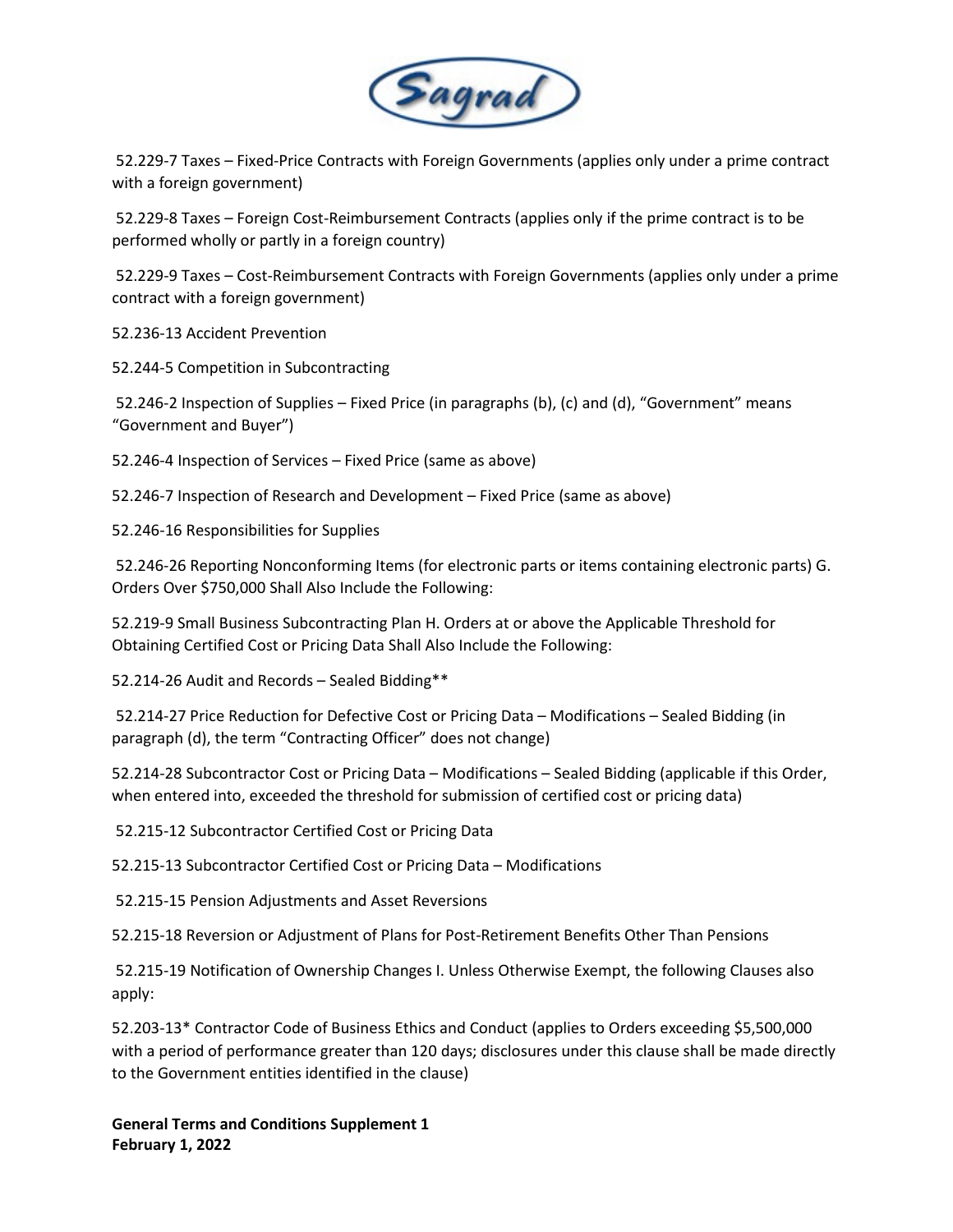52.229-7 Taxes – Fixed-Price Contracts with Foreign Governments (applies only under a prime contract with a foreign government)

52.229-8 Taxes – Foreign Cost-Reimbursement Contracts (applies only if the prime contract is to be performed wholly or partly in a foreign country)

52.229-9 Taxes – Cost-Reimbursement Contracts with Foreign Governments (applies only under a prime contract with a foreign government)

52.236-13 Accident Prevention

52.244-5 Competition in Subcontracting

52.246-2 Inspection of Supplies – Fixed Price (in paragraphs (b), (c) and (d), "Government" means "Government and Buyer")

52.246-4 Inspection of Services – Fixed Price (same as above)

52.246-7 Inspection of Research and Development – Fixed Price (same as above)

52.246-16 Responsibilities for Supplies

52.246-26 Reporting Nonconforming Items (for electronic parts or items containing electronic parts) G. Orders Over $750,000 Shall Also Include the Following:

52.219-9 Small Business Subcontracting Plan H. Orders at or above the Applicable Threshold for Obtaining Certified Cost or Pricing Data Shall Also Include the Following:

52.214-26 Audit and Records – Sealed Bidding**

52.214-27 Price Reduction for Defective Cost or Pricing Data – Modifications – Sealed Bidding (in paragraph (d), the term "Contracting Officer" does not change)

52.214-28 Subcontractor Cost or Pricing Data – Modifications – Sealed Bidding (applicable if this Order, when entered into, exceeded the threshold for submission of certified cost or pricing data)

52.215-12 Subcontractor Certified Cost or Pricing Data

52.215-13 Subcontractor Certified Cost or Pricing Data – Modifications

52.215-15 Pension Adjustments and Asset Reversions

52.215-18 Reversion or Adjustment of Plans for Post-Retirement Benefits Other Than Pensions

52.215-19 Notification of Ownership Changes I. Unless Otherwise Exempt, the following Clauses also apply:

52.203-13* Contractor Code of Business Ethics and Conduct (applies to Orders exceeding $5,500,000 with a period of performance greater than 120 days; disclosures under this clause shall be made directly to the Government entities identified in the clause)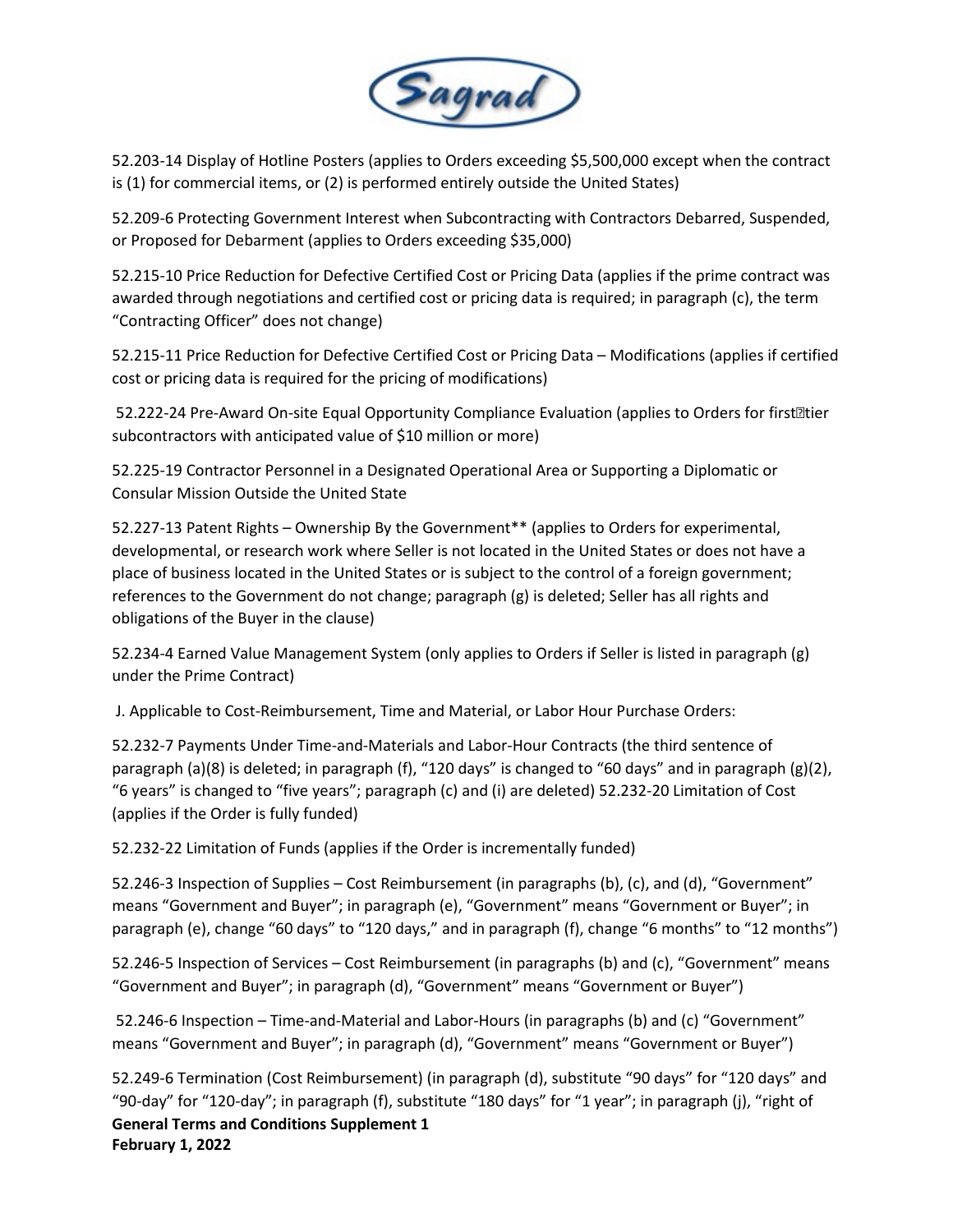52.203-14 Display of Hotline Posters (applies to Orders exceeding $5,500,000 except when the contract is (1) for commercial items, or (2) is performed entirely outside the United States)

52.209-6 Protecting Government Interest when Subcontracting with Contractors Debarred, Suspended, or Proposed for Debarment (applies to Orders exceeding $35,000)

52.215-10 Price Reduction for Defective Certified Cost or Pricing Data (applies if the prime contract was awarded through negotiations and certified cost or pricing data is required; in paragraph (c), the term "Contracting Officer" does not change)

52.215-11 Price Reduction for Defective Certified Cost or Pricing Data – Modifications (applies if certified cost or pricing data is required for the pricing of modifications)

52.222-24 Pre-Award On-site Equal Opportunity Compliance Evaluation (applies to Orders for first‐tier subcontractors with anticipated value of $10 million or more)

52.225-19 Contractor Personnel in a Designated Operational Area or Supporting a Diplomatic or Consular Mission Outside the United State

52.227-13 Patent Rights – Ownership By the Government** (applies to Orders for experimental, developmental, or research work where Seller is not located in the United States or does not have a place of business located in the United States or is subject to the control of a foreign government; references to the Government do not change; paragraph (g) is deleted; Seller has all rights and obligations of the Buyer in the clause)

52.234-4 Earned Value Management System (only applies to Orders if Seller is listed in paragraph (g) under the Prime Contract)

J. Applicable to Cost-Reimbursement, Time and Material, or Labor Hour Purchase Orders:

52.232-7 Payments Under Time-and-Materials and Labor-Hour Contracts (the third sentence of paragraph (a)(8) is deleted; in paragraph (f), "120 days" is changed to "60 days" and in paragraph (g)(2), "6 years" is changed to "five years"; paragraph (c) and (i) are deleted) 52.232-20 Limitation of Cost (applies if the Order is fully funded)

52.232-22 Limitation of Funds (applies if the Order is incrementally funded)

52.246-3 Inspection of Supplies – Cost Reimbursement (in paragraphs (b), (c), and (d), "Government" means "Government and Buyer"; in paragraph (e), "Government" means "Government or Buyer"; in paragraph (e), change "60 days" to "120 days," and in paragraph (f), change "6 months" to "12 months")

52.246-5 Inspection of Services – Cost Reimbursement (in paragraphs (b) and (c), "Government" means "Government and Buyer"; in paragraph (d), "Government" means "Government or Buyer")

52.246-6 Inspection – Time-and-Material and Labor-Hours (in paragraphs (b) and (c) "Government" means "Government and Buyer"; in paragraph (d), "Government" means "Government or Buyer")

52.249-6 Termination (Cost Reimbursement) (in paragraph (d), substitute "90 days" for "120 days" and "90-day" for "120-day"; in paragraph (f), substitute "180 days" for "1 year"; in paragraph (j), "right of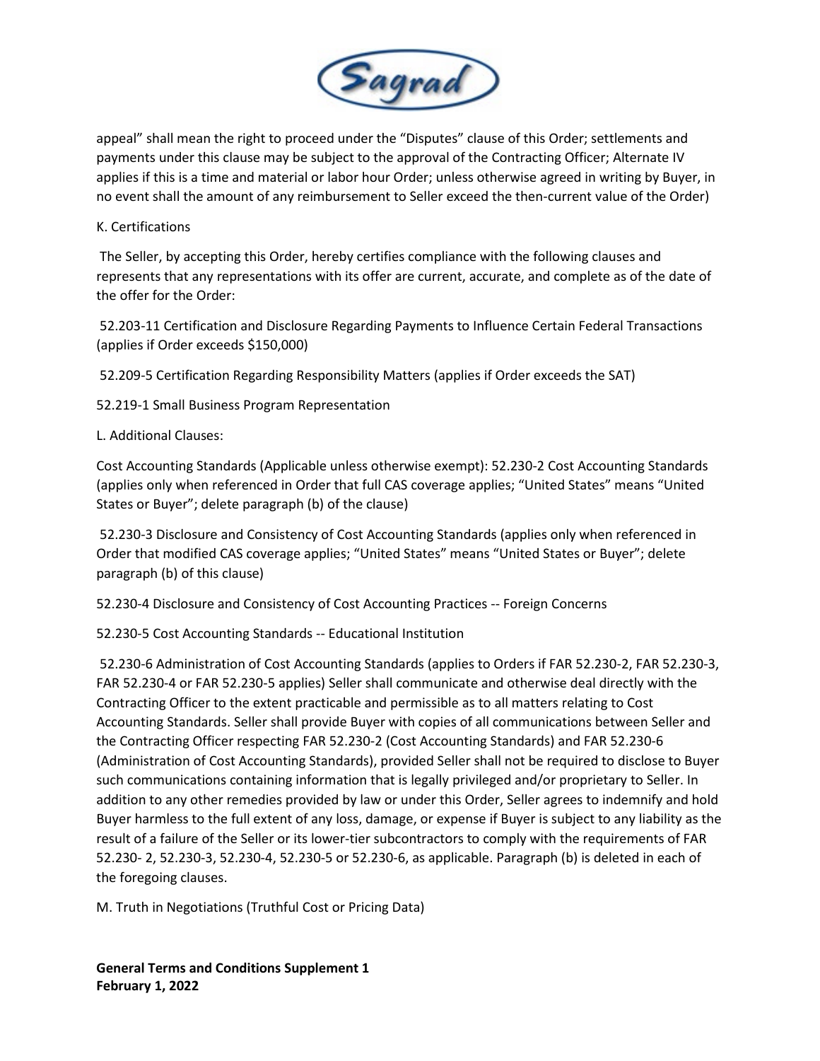appeal" shall mean the right to proceed under the "Disputes" clause of this Order; settlements and payments under this clause may be subject to the approval of the Contracting Officer; Alternate IV applies if this is a time and material or labor hour Order; unless otherwise agreed in writing by Buyer, in no event shall the amount of any reimbursement to Seller exceed the then-current value of the Order)

K. Certifications

The Seller, by accepting this Order, hereby certifies compliance with the following clauses and represents that any representations with its offer are current, accurate, and complete as of the date of the offer for the Order:

52.203-11 Certification and Disclosure Regarding Payments to Influence Certain Federal Transactions (applies if Order exceeds $150,000)

52.209-5 Certification Regarding Responsibility Matters (applies if Order exceeds the SAT)

52.219-1 Small Business Program Representation

L. Additional Clauses:

Cost Accounting Standards (Applicable unless otherwise exempt): 52.230-2 Cost Accounting Standards (applies only when referenced in Order that full CAS coverage applies; "United States" means "United States or Buyer"; delete paragraph (b) of the clause)

52.230-3 Disclosure and Consistency of Cost Accounting Standards (applies only when referenced in Order that modified CAS coverage applies; "United States" means "United States or Buyer"; delete paragraph (b) of this clause)

52.230-4 Disclosure and Consistency of Cost Accounting Practices -- Foreign Concerns

52.230-5 Cost Accounting Standards -- Educational Institution

52.230-6 Administration of Cost Accounting Standards (applies to Orders if FAR 52.230-2, FAR 52.230-3, FAR 52.230-4 or FAR 52.230-5 applies) Seller shall communicate and otherwise deal directly with the Contracting Officer to the extent practicable and permissible as to all matters relating to Cost Accounting Standards. Seller shall provide Buyer with copies of all communications between Seller and the Contracting Officer respecting FAR 52.230-2 (Cost Accounting Standards) and FAR 52.230-6 (Administration of Cost Accounting Standards), provided Seller shall not be required to disclose to Buyer such communications containing information that is legally privileged and/or proprietary to Seller. In addition to any other remedies provided by law or under this Order, Seller agrees to indemnify and hold Buyer harmless to the full extent of any loss, damage, or expense if Buyer is subject to any liability as the result of a failure of the Seller or its lower-tier subcontractors to comply with the requirements of FAR 52.230- 2, 52.230-3, 52.230-4, 52.230-5 or 52.230-6, as applicable. Paragraph (b) is deleted in each of the foregoing clauses.

M. Truth in Negotiations (Truthful Cost or Pricing Data)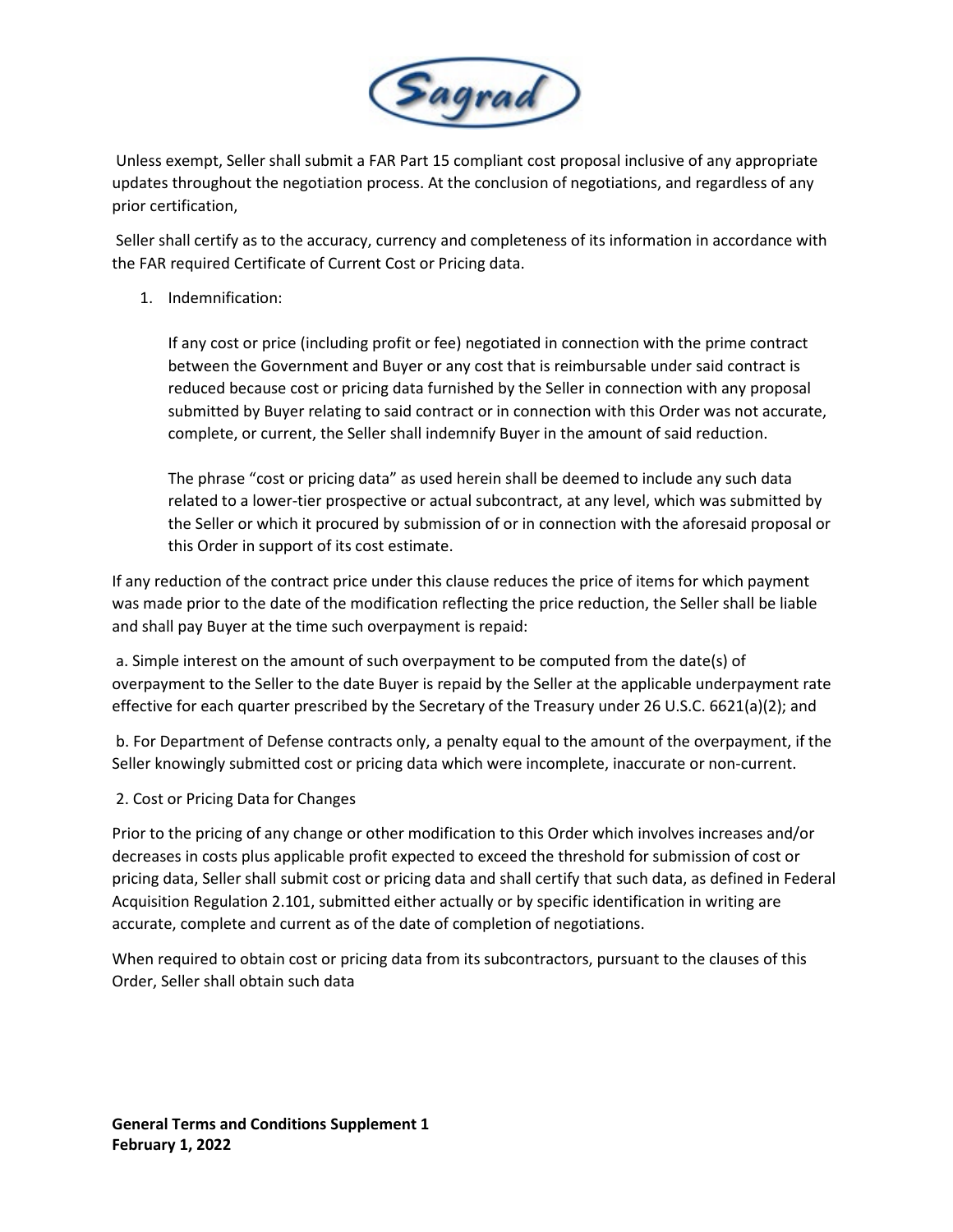Unless exempt, Seller shall submit a FAR Part 15 compliant cost proposal inclusive of any appropriate updates throughout the negotiation process. At the conclusion of negotiations, and regardless of any prior certification,

Seller shall certify as to the accuracy, currency and completeness of its information in accordance with the FAR required Certificate of Current Cost or Pricing data.

1. Indemnification:

   If any cost or price (including profit or fee) negotiated in connection with the prime contract between the Government and Buyer or any cost that is reimbursable under said contract is reduced because cost or pricing data furnished by the Seller in connection with any proposal submitted by Buyer relating to said contract or in connection with this Order was not accurate, complete, or current, the Seller shall indemnify Buyer in the amount of said reduction.

   The phrase "cost or pricing data" as used herein shall be deemed to include any such data related to a lower-tier prospective or actual subcontract, at any level, which was submitted by the Seller or which it procured by submission of or in connection with the aforesaid proposal or this Order in support of its cost estimate.

If any reduction of the contract price under this clause reduces the price of items for which payment was made prior to the date of the modification reflecting the price reduction, the Seller shall be liable and shall pay Buyer at the time such overpayment is repaid:

a. Simple interest on the amount of such overpayment to be computed from the date(s) of overpayment to the Seller to the date Buyer is repaid by the Seller at the applicable underpayment rate effective for each quarter prescribed by the Secretary of the Treasury under 26 U.S.C. 6621(a)(2); and

b. For Department of Defense contracts only, a penalty equal to the amount of the overpayment, if the Seller knowingly submitted cost or pricing data which were incomplete, inaccurate or non-current.

2. Cost or Pricing Data for Changes

Prior to the pricing of any change or other modification to this Order which involves increases and/or decreases in costs plus applicable profit expected to exceed the threshold for submission of cost or pricing data, Seller shall submit cost or pricing data and shall certify that such data, as defined in Federal Acquisition Regulation 2.101, submitted either actually or by specific identification in writing are accurate, complete and current as of the date of completion of negotiations.

When required to obtain cost or pricing data from its subcontractors, pursuant to the clauses of this Order, Seller shall obtain such data

**General Terms and Conditions Supplement 1**
**February 1, 2022**